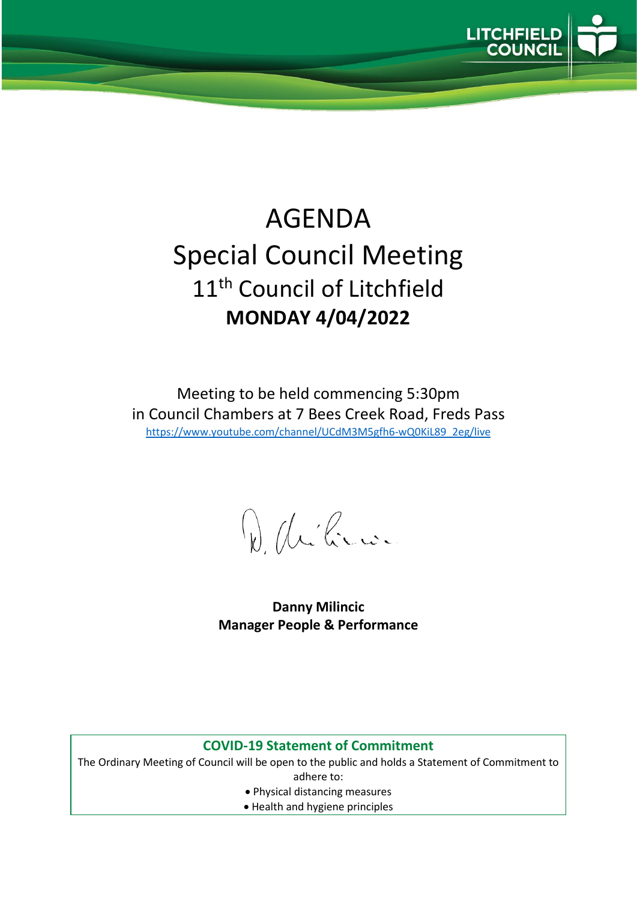# AGENDA

## Special Council Meeting

### 11th Council of Litchfield

**MONDAY 4/04/2022**

Meeting to be held commencing 5:30pm
in Council Chambers at 7 Bees Creek Road, Freds Pass
https://www.youtube.com/channel/UCdM3M5gfh6-wQ0KiL89_2eg/live

**Danny Milincic**
**Manager People & Performance**

**COVID-19 Statement of Commitment**

The Ordinary Meeting of Council will be open to the public and holds a Statement of Commitment to adhere to:

- Physical distancing measures
- Health and hygiene principles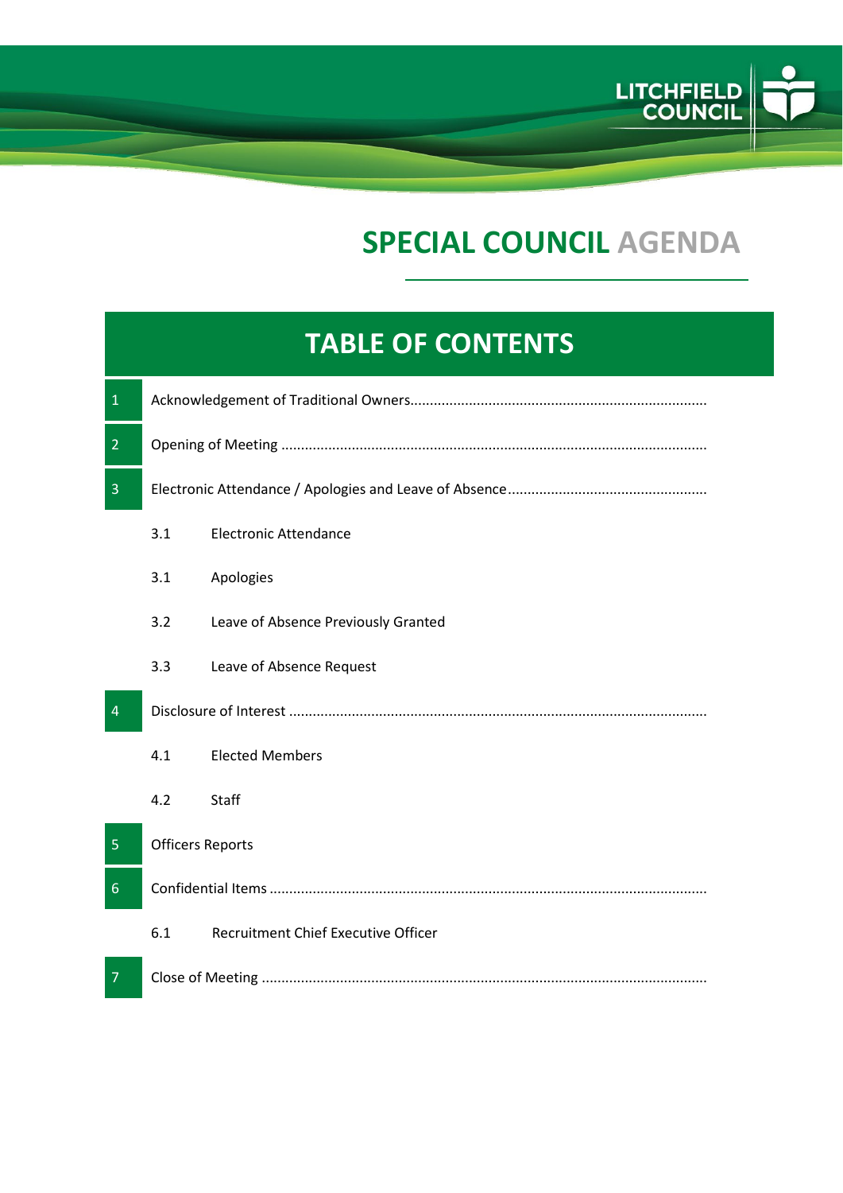LITCHFIELD COUNCIL

# SPECIAL COUNCIL AGENDA

## TABLE OF CONTENTS

1 Acknowledgement of Traditional Owners

2 Opening of Meeting

3 Electronic Attendance / Apologies and Leave of Absence

- 3.1 Electronic Attendance
- 3.1 Apologies
- 3.2 Leave of Absence Previously Granted
- 3.3 Leave of Absence Request

4 Disclosure of Interest

- 4.1 Elected Members
- 4.2 Staff

5 Officers Reports

6 Confidential Items

- 6.1 Recruitment Chief Executive Officer

7 Close of Meeting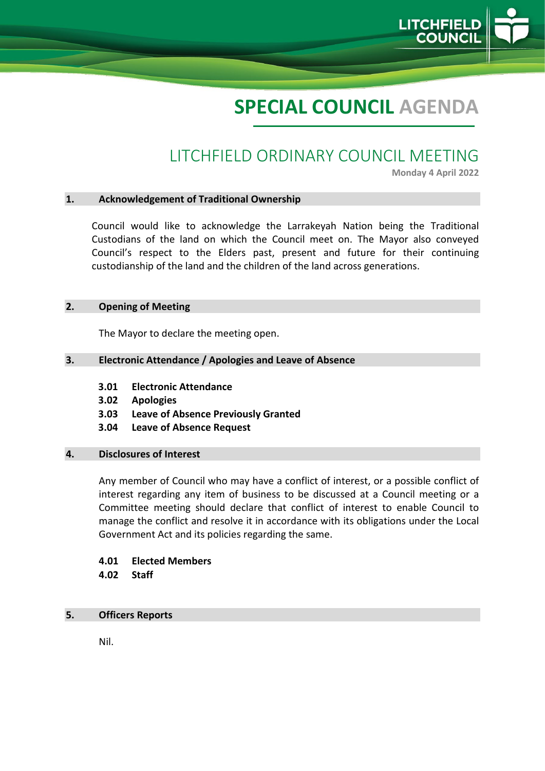# SPECIAL COUNCIL AGENDA

## LITCHFIELD ORDINARY COUNCIL MEETING

**Monday 4 April 2022**

### 1. Acknowledgement of Traditional Ownership

Council would like to acknowledge the Larrakeyah Nation being the Traditional Custodians of the land on which the Council meet on. The Mayor also conveyed Council's respect to the Elders past, present and future for their continuing custodianship of the land and the children of the land across generations.

### 2. Opening of Meeting

The Mayor to declare the meeting open.

### 3. Electronic Attendance / Apologies and Leave of Absence

**3.01 Electronic Attendance**

**3.02 Apologies**

**3.03 Leave of Absence Previously Granted**

**3.04 Leave of Absence Request**

### 4. Disclosures of Interest

Any member of Council who may have a conflict of interest, or a possible conflict of interest regarding any item of business to be discussed at a Council meeting or a Committee meeting should declare that conflict of interest to enable Council to manage the conflict and resolve it in accordance with its obligations under the Local Government Act and its policies regarding the same.

**4.01 Elected Members**

**4.02 Staff**

### 5. Officers Reports

Nil.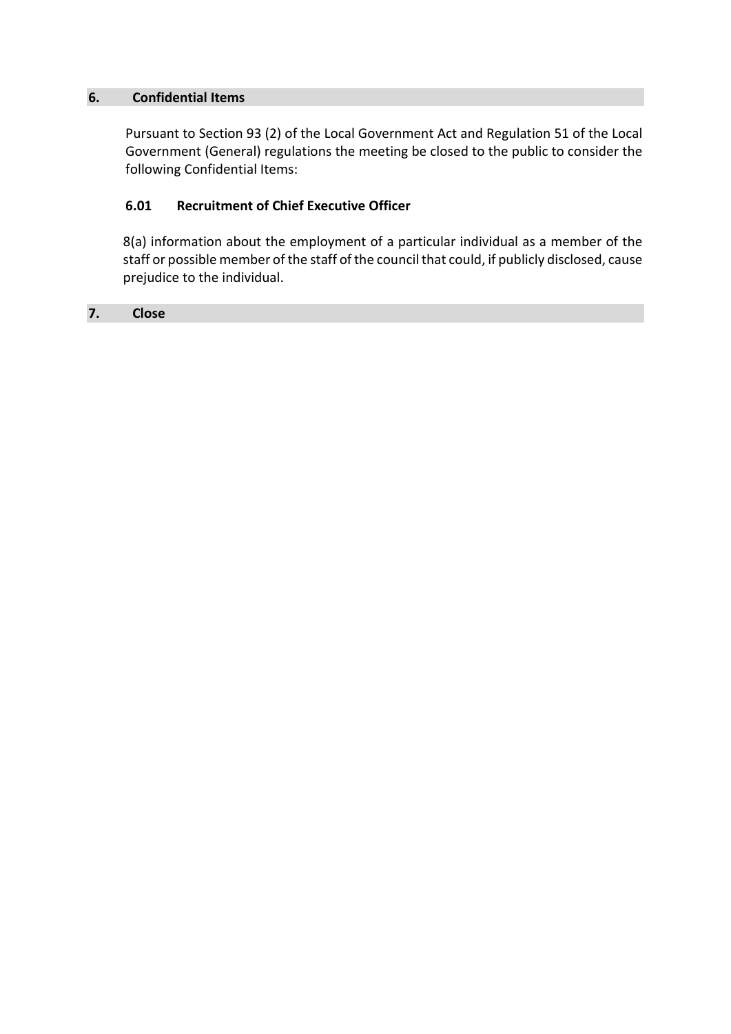## 6. Confidential Items

Pursuant to Section 93 (2) of the Local Government Act and Regulation 51 of the Local Government (General) regulations the meeting be closed to the public to consider the following Confidential Items:

### 6.01 Recruitment of Chief Executive Officer

8(a) information about the employment of a particular individual as a member of the staff or possible member of the staff of the council that could, if publicly disclosed, cause prejudice to the individual.

## 7. Close